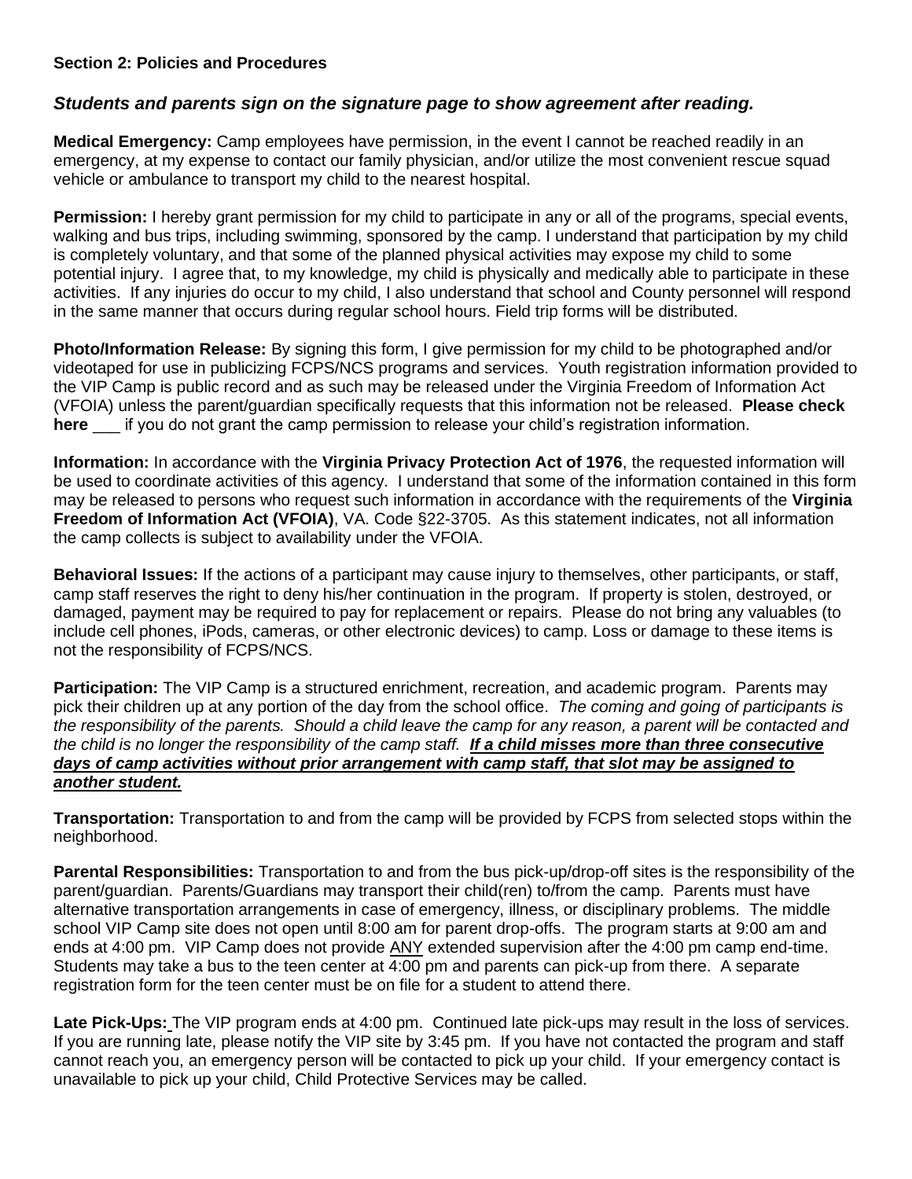**Section 2: Policies and Procedures**

***Students and parents sign on the signature page to show agreement after reading.***

**Medical Emergency:** Camp employees have permission, in the event I cannot be reached readily in an emergency, at my expense to contact our family physician, and/or utilize the most convenient rescue squad vehicle or ambulance to transport my child to the nearest hospital.

**Permission:** I hereby grant permission for my child to participate in any or all of the programs, special events, walking and bus trips, including swimming, sponsored by the camp. I understand that participation by my child is completely voluntary, and that some of the planned physical activities may expose my child to some potential injury. I agree that, to my knowledge, my child is physically and medically able to participate in these activities. If any injuries do occur to my child, I also understand that school and County personnel will respond in the same manner that occurs during regular school hours. Field trip forms will be distributed.

**Photo/Information Release:** By signing this form, I give permission for my child to be photographed and/or videotaped for use in publicizing FCPS/NCS programs and services. Youth registration information provided to the VIP Camp is public record and as such may be released under the Virginia Freedom of Information Act (VFOIA) unless the parent/guardian specifically requests that this information not be released. **Please check here** ___ if you do not grant the camp permission to release your child's registration information.

**Information:** In accordance with the **Virginia Privacy Protection Act of 1976**, the requested information will be used to coordinate activities of this agency. I understand that some of the information contained in this form may be released to persons who request such information in accordance with the requirements of the **Virginia Freedom of Information Act (VFOIA)**, VA. Code §22-3705. As this statement indicates, not all information the camp collects is subject to availability under the VFOIA.

**Behavioral Issues:** If the actions of a participant may cause injury to themselves, other participants, or staff, camp staff reserves the right to deny his/her continuation in the program. If property is stolen, destroyed, or damaged, payment may be required to pay for replacement or repairs. Please do not bring any valuables (to include cell phones, iPods, cameras, or other electronic devices) to camp. Loss or damage to these items is not the responsibility of FCPS/NCS.

**Participation:** The VIP Camp is a structured enrichment, recreation, and academic program. Parents may pick their children up at any portion of the day from the school office. *The coming and going of participants is the responsibility of the parents. Should a child leave the camp for any reason, a parent will be contacted and the child is no longer the responsibility of the camp staff.* ***If a child misses more than three consecutive days of camp activities without prior arrangement with camp staff, that slot may be assigned to another student.***

**Transportation:** Transportation to and from the camp will be provided by FCPS from selected stops within the neighborhood.

**Parental Responsibilities:** Transportation to and from the bus pick-up/drop-off sites is the responsibility of the parent/guardian. Parents/Guardians may transport their child(ren) to/from the camp. Parents must have alternative transportation arrangements in case of emergency, illness, or disciplinary problems. The middle school VIP Camp site does not open until 8:00 am for parent drop-offs. The program starts at 9:00 am and ends at 4:00 pm. VIP Camp does not provide ANY extended supervision after the 4:00 pm camp end-time. Students may take a bus to the teen center at 4:00 pm and parents can pick-up from there. A separate registration form for the teen center must be on file for a student to attend there.

**Late Pick-Ups:** The VIP program ends at 4:00 pm. Continued late pick-ups may result in the loss of services. If you are running late, please notify the VIP site by 3:45 pm. If you have not contacted the program and staff cannot reach you, an emergency person will be contacted to pick up your child. If your emergency contact is unavailable to pick up your child, Child Protective Services may be called.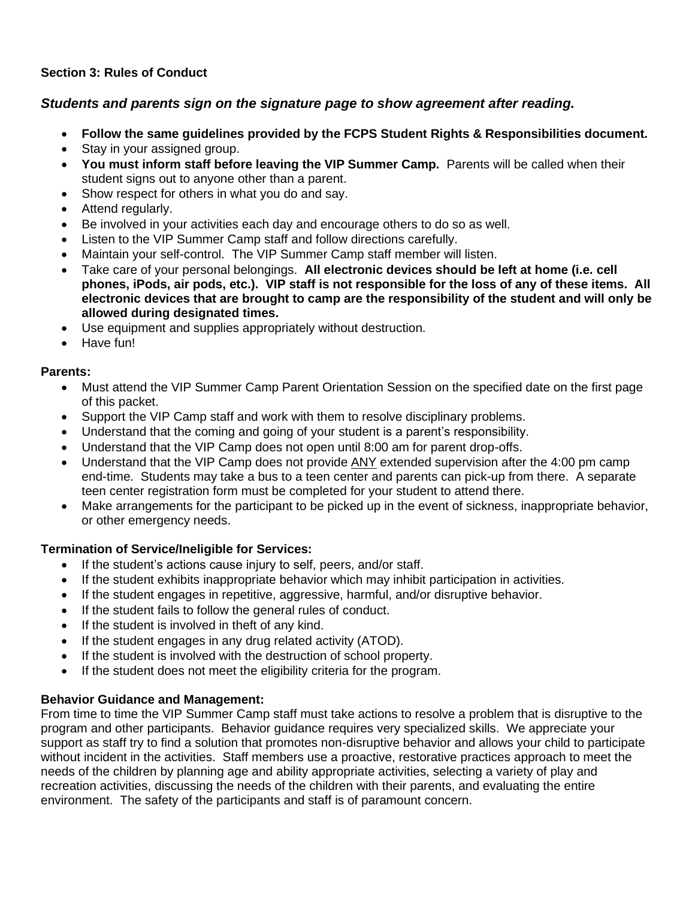**Section 3: Rules of Conduct**

***Students and parents sign on the signature page to show agreement after reading.***

- **Follow the same guidelines provided by the FCPS Student Rights & Responsibilities document.**
- Stay in your assigned group.
- **You must inform staff before leaving the VIP Summer Camp.** Parents will be called when their student signs out to anyone other than a parent.
- Show respect for others in what you do and say.
- Attend regularly.
- Be involved in your activities each day and encourage others to do so as well.
- Listen to the VIP Summer Camp staff and follow directions carefully.
- Maintain your self-control. The VIP Summer Camp staff member will listen.
- Take care of your personal belongings. **All electronic devices should be left at home (i.e. cell phones, iPods, air pods, etc.). VIP staff is not responsible for the loss of any of these items. All electronic devices that are brought to camp are the responsibility of the student and will only be allowed during designated times.**
- Use equipment and supplies appropriately without destruction.
- Have fun!

**Parents:**

- Must attend the VIP Summer Camp Parent Orientation Session on the specified date on the first page of this packet.
- Support the VIP Camp staff and work with them to resolve disciplinary problems.
- Understand that the coming and going of your student is a parent's responsibility.
- Understand that the VIP Camp does not open until 8:00 am for parent drop-offs.
- Understand that the VIP Camp does not provide <u>ANY</u> extended supervision after the 4:00 pm camp end-time. Students may take a bus to a teen center and parents can pick-up from there. A separate teen center registration form must be completed for your student to attend there.
- Make arrangements for the participant to be picked up in the event of sickness, inappropriate behavior, or other emergency needs.

**Termination of Service/Ineligible for Services:**

- If the student's actions cause injury to self, peers, and/or staff.
- If the student exhibits inappropriate behavior which may inhibit participation in activities.
- If the student engages in repetitive, aggressive, harmful, and/or disruptive behavior.
- If the student fails to follow the general rules of conduct.
- If the student is involved in theft of any kind.
- If the student engages in any drug related activity (ATOD).
- If the student is involved with the destruction of school property.
- If the student does not meet the eligibility criteria for the program.

**Behavior Guidance and Management:**

From time to time the VIP Summer Camp staff must take actions to resolve a problem that is disruptive to the program and other participants. Behavior guidance requires very specialized skills. We appreciate your support as staff try to find a solution that promotes non-disruptive behavior and allows your child to participate without incident in the activities. Staff members use a proactive, restorative practices approach to meet the needs of the children by planning age and ability appropriate activities, selecting a variety of play and recreation activities, discussing the needs of the children with their parents, and evaluating the entire environment. The safety of the participants and staff is of paramount concern.